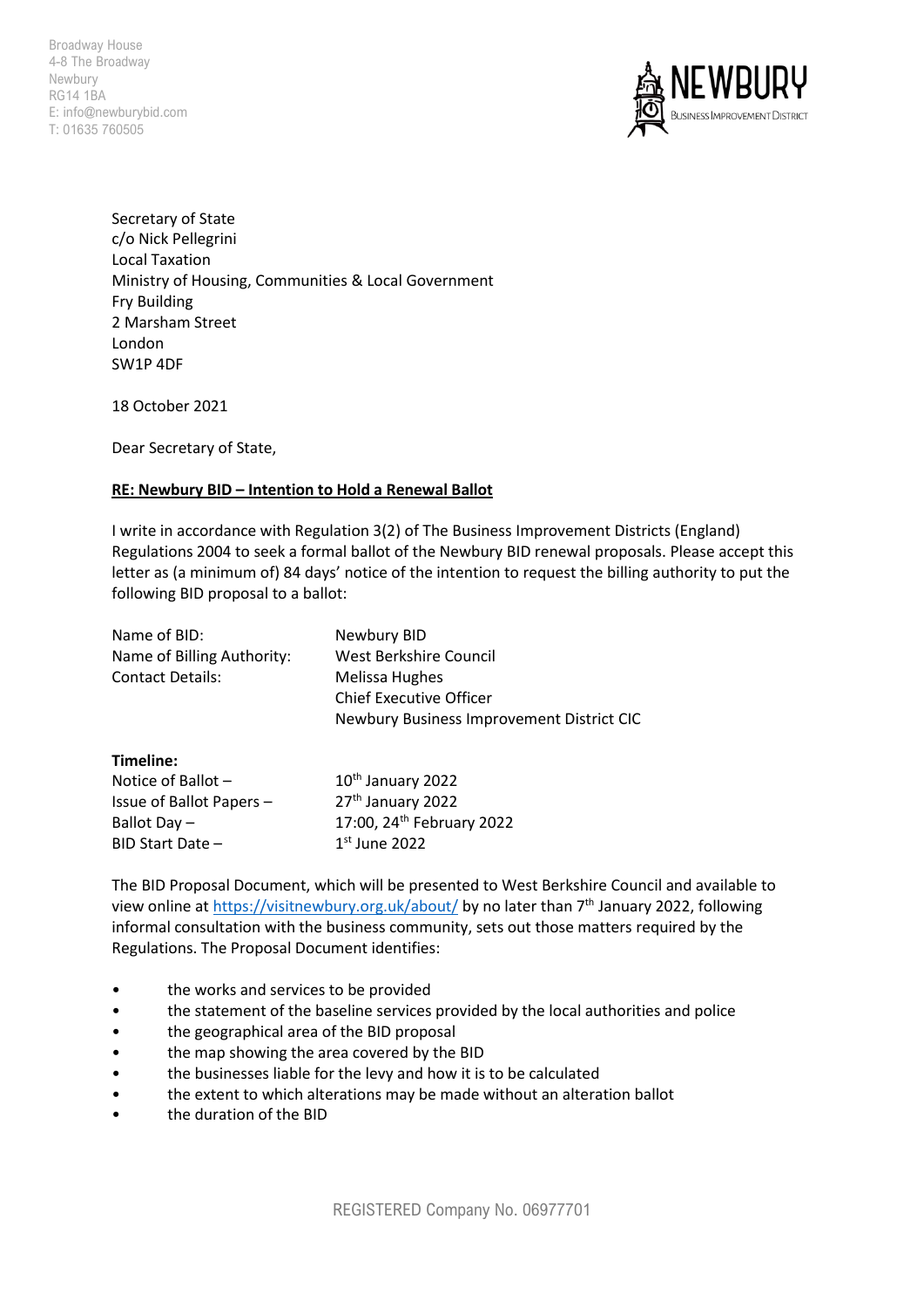Broadway House
4-8 The Broadway
Newbury
RG14 1BA
E: info@newburybid.com
T: 01635 760505

NEWBURY BUSINESS IMPROVEMENT DISTRICT

Secretary of State
c/o Nick Pellegrini
Local Taxation
Ministry of Housing, Communities & Local Government
Fry Building
2 Marsham Street
London
SW1P 4DF

18 October 2021

Dear Secretary of State,

**RE: Newbury BID – Intention to Hold a Renewal Ballot**

I write in accordance with Regulation 3(2) of The Business Improvement Districts (England) Regulations 2004 to seek a formal ballot of the Newbury BID renewal proposals. Please accept this letter as (a minimum of) 84 days' notice of the intention to request the billing authority to put the following BID proposal to a ballot:

| | |
|---|---|
| Name of BID: | Newbury BID |
| Name of Billing Authority: | West Berkshire Council |
| Contact Details: | Melissa Hughes<br>Chief Executive Officer<br>Newbury Business Improvement District CIC |

**Timeline:**

| | |
|---|---|
| Notice of Ballot – | 10th January 2022 |
| Issue of Ballot Papers – | 27th January 2022 |
| Ballot Day – | 17:00, 24th February 2022 |
| BID Start Date – | 1st June 2022 |

The BID Proposal Document, which will be presented to West Berkshire Council and available to view online at https://visitnewbury.org.uk/about/ by no later than 7th January 2022, following informal consultation with the business community, sets out those matters required by the Regulations. The Proposal Document identifies:

- the works and services to be provided
- the statement of the baseline services provided by the local authorities and police
- the geographical area of the BID proposal
- the map showing the area covered by the BID
- the businesses liable for the levy and how it is to be calculated
- the extent to which alterations may be made without an alteration ballot
- the duration of the BID

REGISTERED Company No. 06977701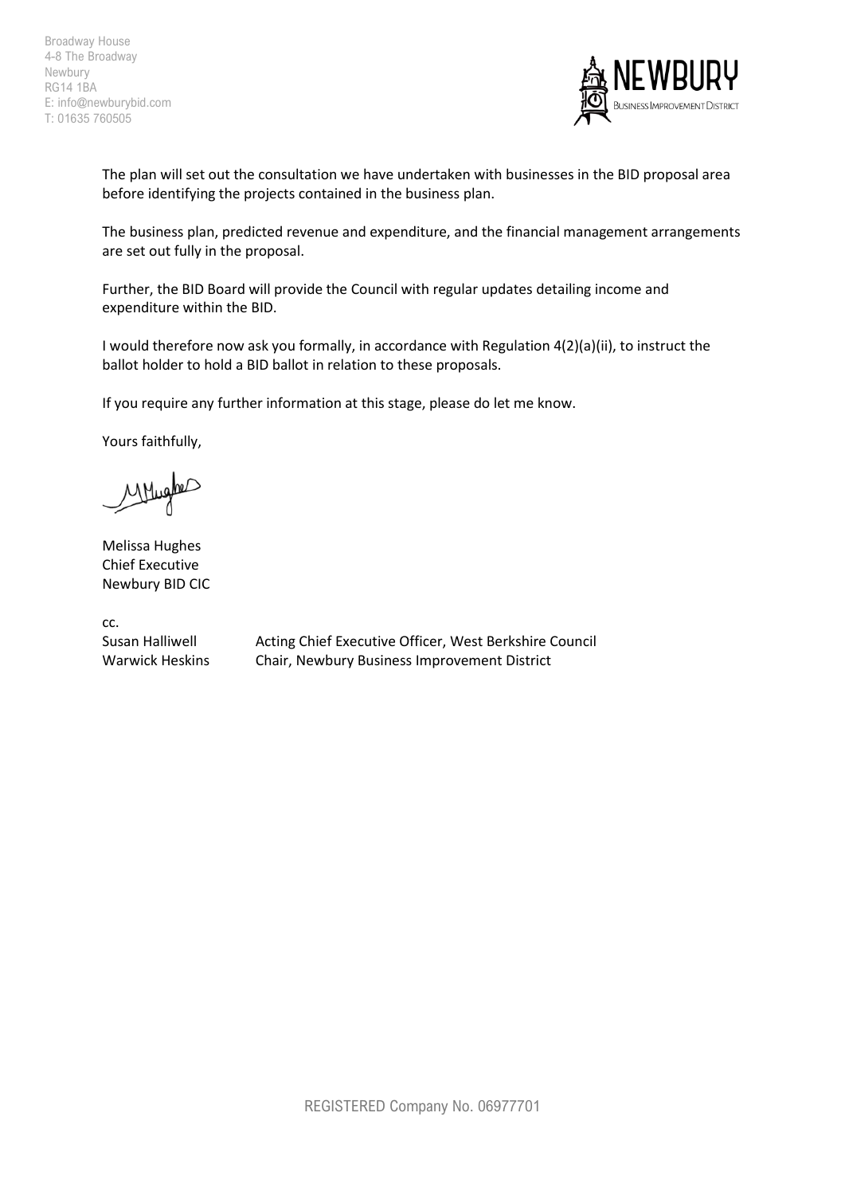Broadway House
4-8 The Broadway
Newbury
RG14 1BA
E: info@newburybid.com
T: 01635 760505

NEWBURY
BUSINESS IMPROVEMENT DISTRICT

The plan will set out the consultation we have undertaken with businesses in the BID proposal area before identifying the projects contained in the business plan.

The business plan, predicted revenue and expenditure, and the financial management arrangements are set out fully in the proposal.

Further, the BID Board will provide the Council with regular updates detailing income and expenditure within the BID.

I would therefore now ask you formally, in accordance with Regulation 4(2)(a)(ii), to instruct the ballot holder to hold a BID ballot in relation to these proposals.

If you require any further information at this stage, please do let me know.

Yours faithfully,

Melissa Hughes
Chief Executive
Newbury BID CIC

cc.

Susan Halliwell — Acting Chief Executive Officer, West Berkshire Council
Warwick Heskins — Chair, Newbury Business Improvement District

REGISTERED Company No. 06977701